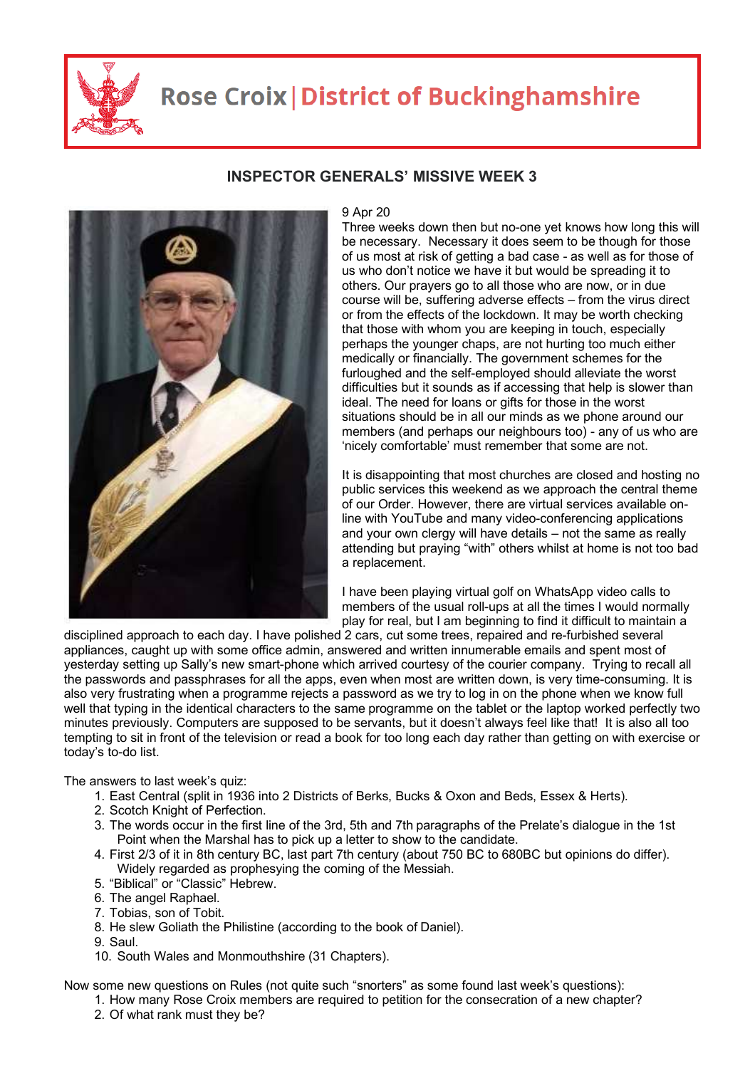# Rose Croix | District of Buckinghamshire

## INSPECTOR GENERALS' MISSIVE WEEK 3

9 Apr 20

Three weeks down then but no-one yet knows how long this will be necessary. Necessary it does seem to be though for those of us most at risk of getting a bad case - as well as for those of us who don't notice we have it but would be spreading it to others. Our prayers go to all those who are now, or in due course will be, suffering adverse effects – from the virus direct or from the effects of the lockdown. It may be worth checking that those with whom you are keeping in touch, especially perhaps the younger chaps, are not hurting too much either medically or financially. The government schemes for the furloughed and the self-employed should alleviate the worst difficulties but it sounds as if accessing that help is slower than ideal. The need for loans or gifts for those in the worst situations should be in all our minds as we phone around our members (and perhaps our neighbours too) - any of us who are 'nicely comfortable' must remember that some are not.

It is disappointing that most churches are closed and hosting no public services this weekend as we approach the central theme of our Order. However, there are virtual services available on-line with YouTube and many video-conferencing applications and your own clergy will have details – not the same as really attending but praying "with" others whilst at home is not too bad a replacement.

I have been playing virtual golf on WhatsApp video calls to members of the usual roll-ups at all the times I would normally play for real, but I am beginning to find it difficult to maintain a disciplined approach to each day. I have polished 2 cars, cut some trees, repaired and re-furbished several appliances, caught up with some office admin, answered and written innumerable emails and spent most of yesterday setting up Sally's new smart-phone which arrived courtesy of the courier company. Trying to recall all the passwords and passphrases for all the apps, even when most are written down, is very time-consuming. It is also very frustrating when a programme rejects a password as we try to log in on the phone when we know full well that typing in the identical characters to the same programme on the tablet or the laptop worked perfectly two minutes previously. Computers are supposed to be servants, but it doesn't always feel like that! It is also all too tempting to sit in front of the television or read a book for too long each day rather than getting on with exercise or today's to-do list.

The answers to last week's quiz:

1. East Central (split in 1936 into 2 Districts of Berks, Bucks & Oxon and Beds, Essex & Herts).
2. Scotch Knight of Perfection.
3. The words occur in the first line of the 3rd, 5th and 7th paragraphs of the Prelate's dialogue in the 1st Point when the Marshal has to pick up a letter to show to the candidate.
4. First 2/3 of it in 8th century BC, last part 7th century (about 750 BC to 680BC but opinions do differ). Widely regarded as prophesying the coming of the Messiah.
5. "Biblical" or "Classic" Hebrew.
6. The angel Raphael.
7. Tobias, son of Tobit.
8. He slew Goliath the Philistine (according to the book of Daniel).
9. Saul.
10. South Wales and Monmouthshire (31 Chapters).

Now some new questions on Rules (not quite such "snorters" as some found last week's questions):

1. How many Rose Croix members are required to petition for the consecration of a new chapter?
2. Of what rank must they be?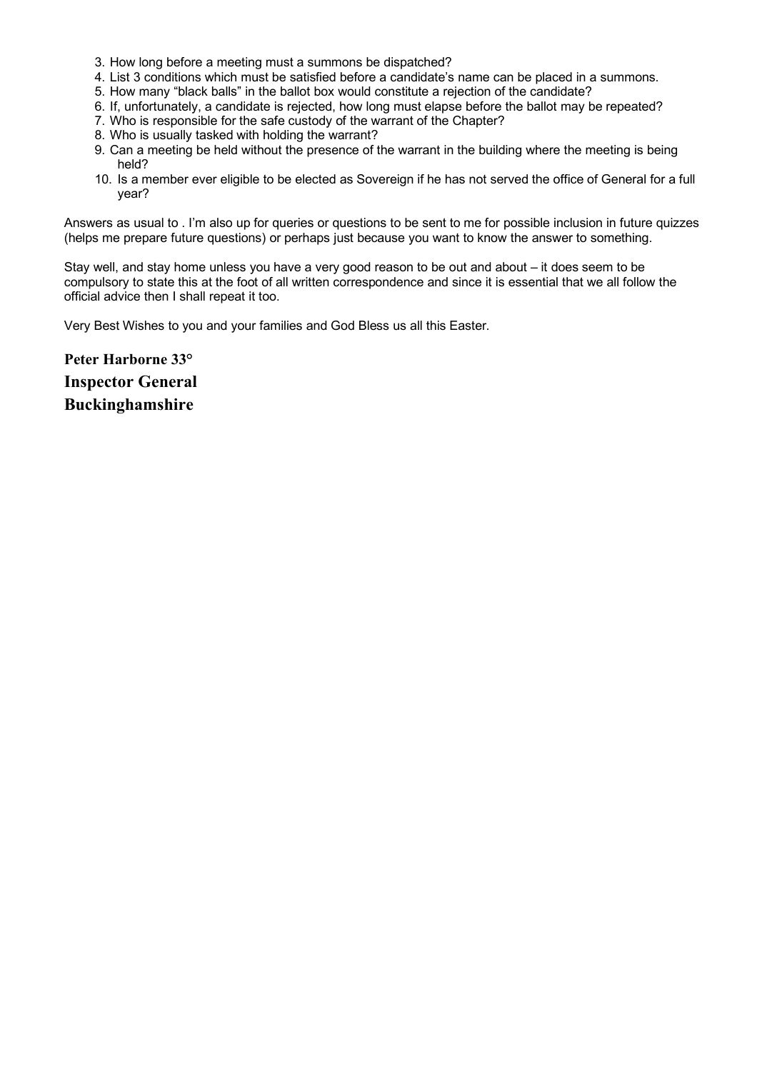3. How long before a meeting must a summons be dispatched?
4. List 3 conditions which must be satisfied before a candidate's name can be placed in a summons.
5. How many "black balls" in the ballot box would constitute a rejection of the candidate?
6. If, unfortunately, a candidate is rejected, how long must elapse before the ballot may be repeated?
7. Who is responsible for the safe custody of the warrant of the Chapter?
8. Who is usually tasked with holding the warrant?
9. Can a meeting be held without the presence of the warrant in the building where the meeting is being held?
10. Is a member ever eligible to be elected as Sovereign if he has not served the office of General for a full year?

Answers as usual to . I'm also up for queries or questions to be sent to me for possible inclusion in future quizzes (helps me prepare future questions) or perhaps just because you want to know the answer to something.

Stay well, and stay home unless you have a very good reason to be out and about – it does seem to be compulsory to state this at the foot of all written correspondence and since it is essential that we all follow the official advice then I shall repeat it too.

Very Best Wishes to you and your families and God Bless us all this Easter.

**Peter Harborne 33°**
**Inspector General**
**Buckinghamshire**